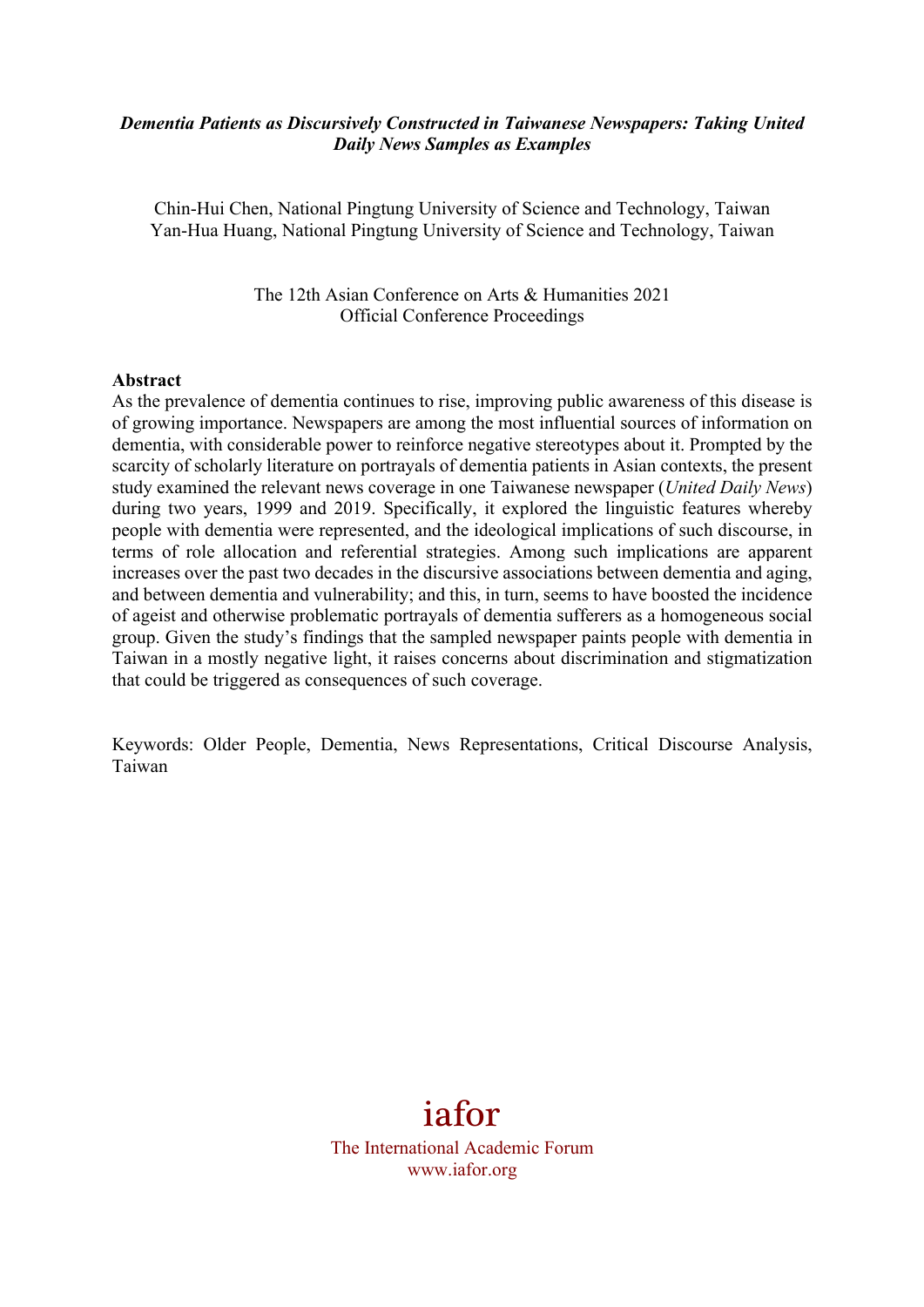***Dementia Patients as Discursively Constructed in Taiwanese Newspapers: Taking United Daily News Samples as Examples***

Chin-Hui Chen, National Pingtung University of Science and Technology, Taiwan
Yan-Hua Huang, National Pingtung University of Science and Technology, Taiwan

The 12th Asian Conference on Arts & Humanities 2021
Official Conference Proceedings

**Abstract**

As the prevalence of dementia continues to rise, improving public awareness of this disease is of growing importance. Newspapers are among the most influential sources of information on dementia, with considerable power to reinforce negative stereotypes about it. Prompted by the scarcity of scholarly literature on portrayals of dementia patients in Asian contexts, the present study examined the relevant news coverage in one Taiwanese newspaper (*United Daily News*) during two years, 1999 and 2019. Specifically, it explored the linguistic features whereby people with dementia were represented, and the ideological implications of such discourse, in terms of role allocation and referential strategies. Among such implications are apparent increases over the past two decades in the discursive associations between dementia and aging, and between dementia and vulnerability; and this, in turn, seems to have boosted the incidence of ageist and otherwise problematic portrayals of dementia sufferers as a homogeneous social group. Given the study's findings that the sampled newspaper paints people with dementia in Taiwan in a mostly negative light, it raises concerns about discrimination and stigmatization that could be triggered as consequences of such coverage.

Keywords: Older People, Dementia, News Representations, Critical Discourse Analysis, Taiwan

iafor
The International Academic Forum
www.iafor.org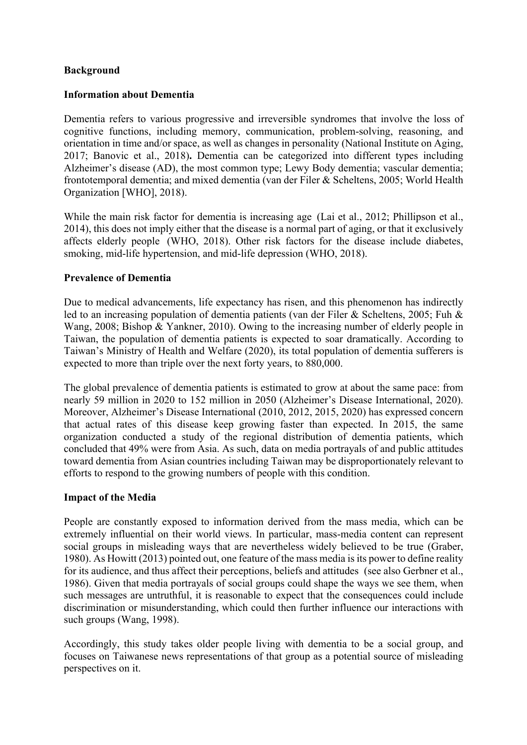## Background

### Information about Dementia

Dementia refers to various progressive and irreversible syndromes that involve the loss of cognitive functions, including memory, communication, problem-solving, reasoning, and orientation in time and/or space, as well as changes in personality (National Institute on Aging, 2017; Banovic et al., 2018)**.** Dementia can be categorized into different types including Alzheimer's disease (AD), the most common type; Lewy Body dementia; vascular dementia; frontotemporal dementia; and mixed dementia (van der Filer & Scheltens, 2005; World Health Organization [WHO], 2018).

While the main risk factor for dementia is increasing age (Lai et al., 2012; Phillipson et al., 2014), this does not imply either that the disease is a normal part of aging, or that it exclusively affects elderly people (WHO, 2018). Other risk factors for the disease include diabetes, smoking, mid-life hypertension, and mid-life depression (WHO, 2018).

### Prevalence of Dementia

Due to medical advancements, life expectancy has risen, and this phenomenon has indirectly led to an increasing population of dementia patients (van der Filer & Scheltens, 2005; Fuh & Wang, 2008; Bishop & Yankner, 2010). Owing to the increasing number of elderly people in Taiwan, the population of dementia patients is expected to soar dramatically. According to Taiwan's Ministry of Health and Welfare (2020), its total population of dementia sufferers is expected to more than triple over the next forty years, to 880,000.

The global prevalence of dementia patients is estimated to grow at about the same pace: from nearly 59 million in 2020 to 152 million in 2050 (Alzheimer's Disease International, 2020). Moreover, Alzheimer's Disease International (2010, 2012, 2015, 2020) has expressed concern that actual rates of this disease keep growing faster than expected. In 2015, the same organization conducted a study of the regional distribution of dementia patients, which concluded that 49% were from Asia. As such, data on media portrayals of and public attitudes toward dementia from Asian countries including Taiwan may be disproportionately relevant to efforts to respond to the growing numbers of people with this condition.

### Impact of the Media

People are constantly exposed to information derived from the mass media, which can be extremely influential on their world views. In particular, mass-media content can represent social groups in misleading ways that are nevertheless widely believed to be true (Graber, 1980). As Howitt (2013) pointed out, one feature of the mass media is its power to define reality for its audience, and thus affect their perceptions, beliefs and attitudes (see also Gerbner et al., 1986). Given that media portrayals of social groups could shape the ways we see them, when such messages are untruthful, it is reasonable to expect that the consequences could include discrimination or misunderstanding, which could then further influence our interactions with such groups (Wang, 1998).

Accordingly, this study takes older people living with dementia to be a social group, and focuses on Taiwanese news representations of that group as a potential source of misleading perspectives on it.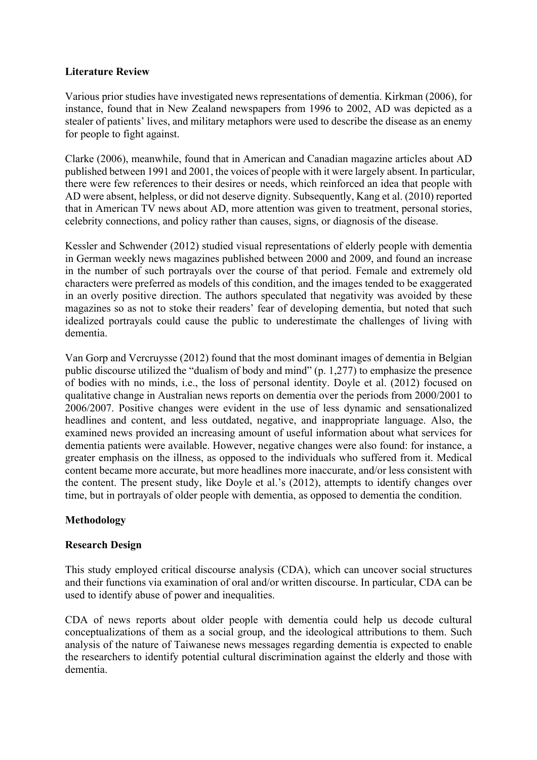## Literature Review

Various prior studies have investigated news representations of dementia. Kirkman (2006), for instance, found that in New Zealand newspapers from 1996 to 2002, AD was depicted as a stealer of patients' lives, and military metaphors were used to describe the disease as an enemy for people to fight against.

Clarke (2006), meanwhile, found that in American and Canadian magazine articles about AD published between 1991 and 2001, the voices of people with it were largely absent. In particular, there were few references to their desires or needs, which reinforced an idea that people with AD were absent, helpless, or did not deserve dignity. Subsequently, Kang et al. (2010) reported that in American TV news about AD, more attention was given to treatment, personal stories, celebrity connections, and policy rather than causes, signs, or diagnosis of the disease.

Kessler and Schwender (2012) studied visual representations of elderly people with dementia in German weekly news magazines published between 2000 and 2009, and found an increase in the number of such portrayals over the course of that period. Female and extremely old characters were preferred as models of this condition, and the images tended to be exaggerated in an overly positive direction. The authors speculated that negativity was avoided by these magazines so as not to stoke their readers' fear of developing dementia, but noted that such idealized portrayals could cause the public to underestimate the challenges of living with dementia.

Van Gorp and Vercruysse (2012) found that the most dominant images of dementia in Belgian public discourse utilized the "dualism of body and mind" (p. 1,277) to emphasize the presence of bodies with no minds, i.e., the loss of personal identity. Doyle et al. (2012) focused on qualitative change in Australian news reports on dementia over the periods from 2000/2001 to 2006/2007. Positive changes were evident in the use of less dynamic and sensationalized headlines and content, and less outdated, negative, and inappropriate language. Also, the examined news provided an increasing amount of useful information about what services for dementia patients were available. However, negative changes were also found: for instance, a greater emphasis on the illness, as opposed to the individuals who suffered from it. Medical content became more accurate, but more headlines more inaccurate, and/or less consistent with the content. The present study, like Doyle et al.'s (2012), attempts to identify changes over time, but in portrayals of older people with dementia, as opposed to dementia the condition.

## Methodology

### Research Design

This study employed critical discourse analysis (CDA), which can uncover social structures and their functions via examination of oral and/or written discourse. In particular, CDA can be used to identify abuse of power and inequalities.

CDA of news reports about older people with dementia could help us decode cultural conceptualizations of them as a social group, and the ideological attributions to them. Such analysis of the nature of Taiwanese news messages regarding dementia is expected to enable the researchers to identify potential cultural discrimination against the elderly and those with dementia.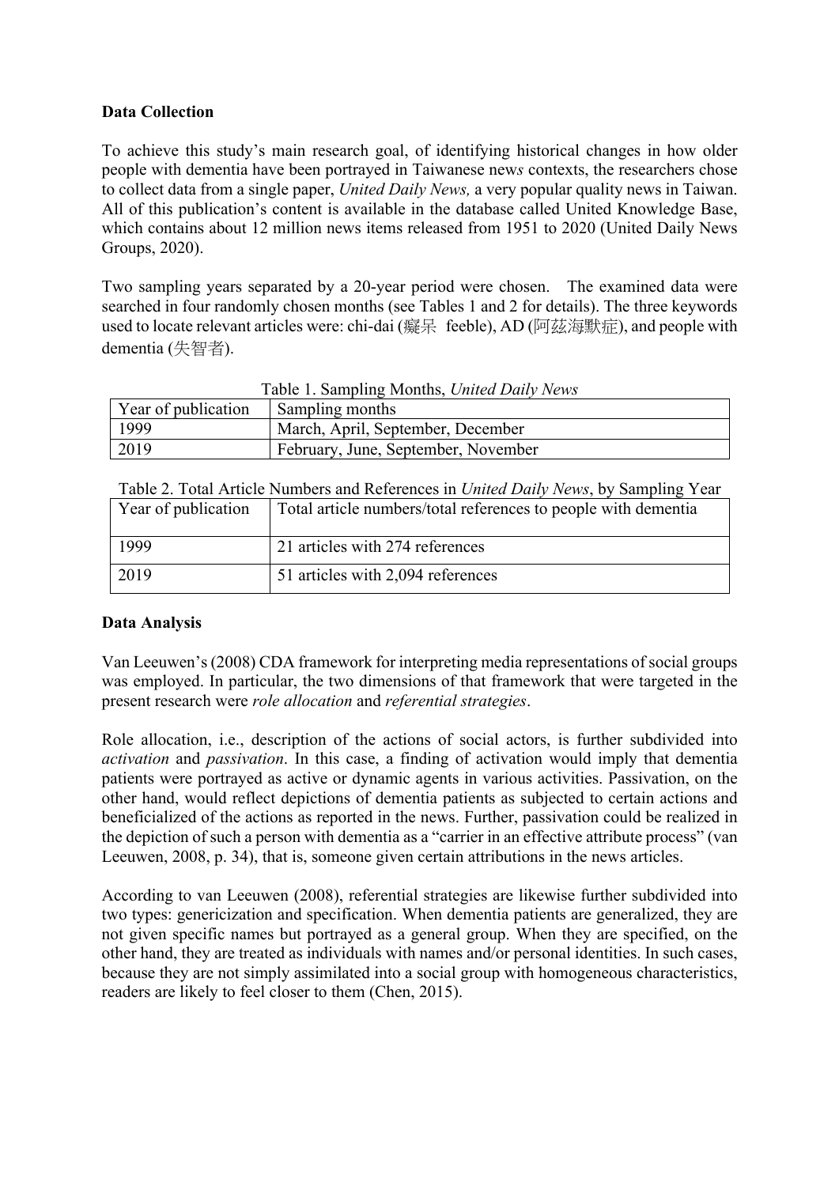**Data Collection**

To achieve this study's main research goal, of identifying historical changes in how older people with dementia have been portrayed in Taiwanese new*s* contexts, the researchers chose to collect data from a single paper, *United Daily News,* a very popular quality news in Taiwan. All of this publication's content is available in the database called United Knowledge Base, which contains about 12 million news items released from 1951 to 2020 (United Daily News Groups, 2020).

Two sampling years separated by a 20-year period were chosen. The examined data were searched in four randomly chosen months (see Tables 1 and 2 for details). The three keywords used to locate relevant articles were: chi-dai (癡呆 feeble), AD (阿茲海默症), and people with dementia (失智者).

Table 1. Sampling Months, *United Daily News*

| Year of publication | Sampling months |
|---|---|
| 1999 | March, April, September, December |
| 2019 | February, June, September, November |

Table 2. Total Article Numbers and References in *United Daily News*, by Sampling Year

| Year of publication | Total article numbers/total references to people with dementia |
|---|---|
| 1999 | 21 articles with 274 references |
| 2019 | 51 articles with 2,094 references |

**Data Analysis**

Van Leeuwen's (2008) CDA framework for interpreting media representations of social groups was employed. In particular, the two dimensions of that framework that were targeted in the present research were *role allocation* and *referential strategies*.

Role allocation, i.e., description of the actions of social actors, is further subdivided into *activation* and *passivation*. In this case, a finding of activation would imply that dementia patients were portrayed as active or dynamic agents in various activities. Passivation, on the other hand, would reflect depictions of dementia patients as subjected to certain actions and beneficialized of the actions as reported in the news. Further, passivation could be realized in the depiction of such a person with dementia as a "carrier in an effective attribute process" (van Leeuwen, 2008, p. 34), that is, someone given certain attributions in the news articles.

According to van Leeuwen (2008), referential strategies are likewise further subdivided into two types: genericization and specification. When dementia patients are generalized, they are not given specific names but portrayed as a general group. When they are specified, on the other hand, they are treated as individuals with names and/or personal identities. In such cases, because they are not simply assimilated into a social group with homogeneous characteristics, readers are likely to feel closer to them (Chen, 2015).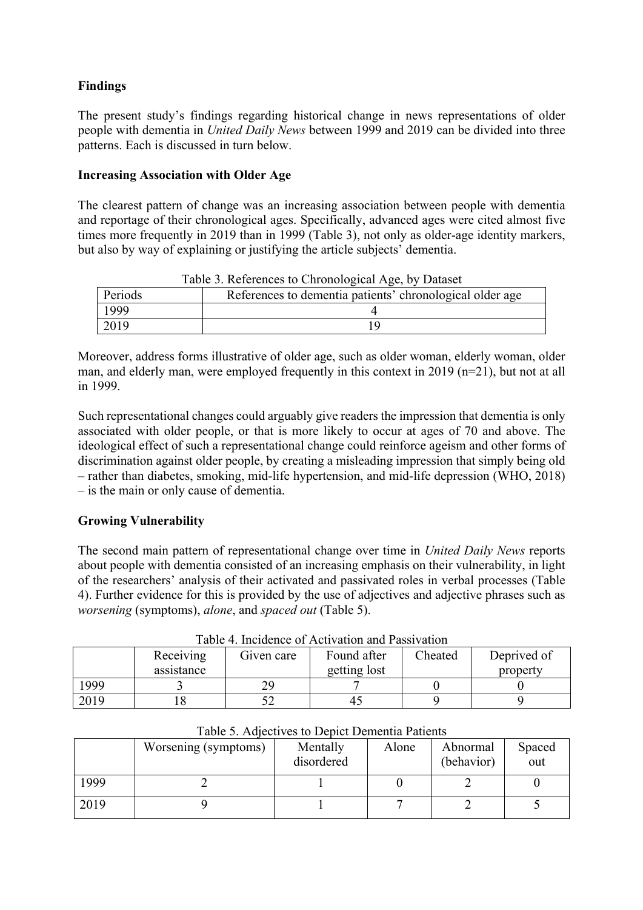## Findings

The present study's findings regarding historical change in news representations of older people with dementia in *United Daily News* between 1999 and 2019 can be divided into three patterns. Each is discussed in turn below.

### Increasing Association with Older Age

The clearest pattern of change was an increasing association between people with dementia and reportage of their chronological ages. Specifically, advanced ages were cited almost five times more frequently in 2019 than in 1999 (Table 3), not only as older-age identity markers, but also by way of explaining or justifying the article subjects' dementia.

Table 3. References to Chronological Age, by Dataset

| Periods | References to dementia patients' chronological older age |
|---|---|
| 1999 | 4 |
| 2019 | 19 |

Moreover, address forms illustrative of older age, such as older woman, elderly woman, older man, and elderly man, were employed frequently in this context in 2019 (n=21), but not at all in 1999.

Such representational changes could arguably give readers the impression that dementia is only associated with older people, or that is more likely to occur at ages of 70 and above. The ideological effect of such a representational change could reinforce ageism and other forms of discrimination against older people, by creating a misleading impression that simply being old – rather than diabetes, smoking, mid-life hypertension, and mid-life depression (WHO, 2018) – is the main or only cause of dementia.

### Growing Vulnerability

The second main pattern of representational change over time in *United Daily News* reports about people with dementia consisted of an increasing emphasis on their vulnerability, in light of the researchers' analysis of their activated and passivated roles in verbal processes (Table 4). Further evidence for this is provided by the use of adjectives and adjective phrases such as *worsening* (symptoms), *alone*, and *spaced out* (Table 5).

Table 4. Incidence of Activation and Passivation

| | Receiving assistance | Given care | Found after getting lost | Cheated | Deprived of property |
|---|---|---|---|---|---|
| 1999 | 3 | 29 | 7 | 0 | 0 |
| 2019 | 18 | 52 | 45 | 9 | 9 |

Table 5. Adjectives to Depict Dementia Patients

| | Worsening (symptoms) | Mentally disordered | Alone | Abnormal (behavior) | Spaced out |
|---|---|---|---|---|---|
| 1999 | 2 | 1 | 0 | 2 | 0 |
| 2019 | 9 | 1 | 7 | 2 | 5 |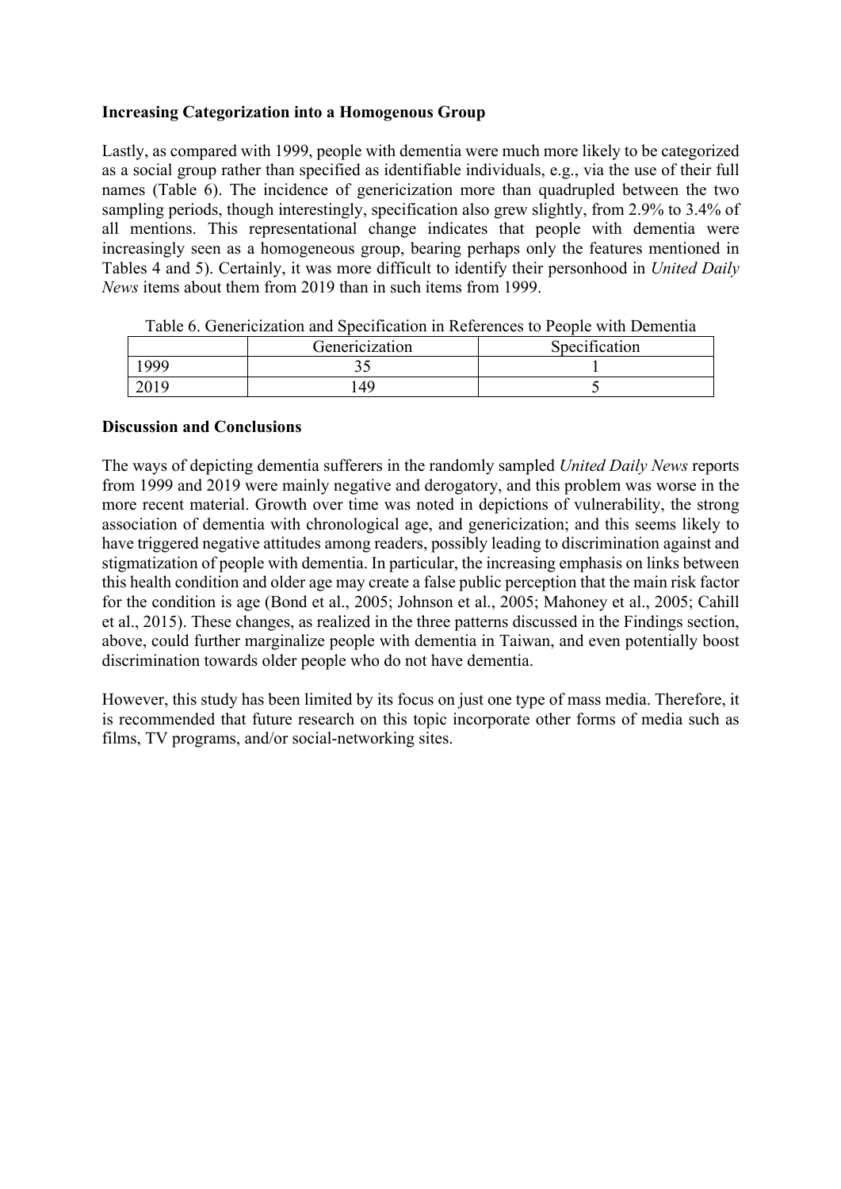**Increasing Categorization into a Homogenous Group**

Lastly, as compared with 1999, people with dementia were much more likely to be categorized as a social group rather than specified as identifiable individuals, e.g., via the use of their full names (Table 6). The incidence of genericization more than quadrupled between the two sampling periods, though interestingly, specification also grew slightly, from 2.9% to 3.4% of all mentions. This representational change indicates that people with dementia were increasingly seen as a homogeneous group, bearing perhaps only the features mentioned in Tables 4 and 5). Certainly, it was more difficult to identify their personhood in *United Daily News* items about them from 2019 than in such items from 1999.

Table 6. Genericization and Specification in References to People with Dementia

| | Genericization | Specification |
|---|---|---|
| 1999 | 35 | 1 |
| 2019 | 149 | 5 |

**Discussion and Conclusions**

The ways of depicting dementia sufferers in the randomly sampled *United Daily News* reports from 1999 and 2019 were mainly negative and derogatory, and this problem was worse in the more recent material. Growth over time was noted in depictions of vulnerability, the strong association of dementia with chronological age, and genericization; and this seems likely to have triggered negative attitudes among readers, possibly leading to discrimination against and stigmatization of people with dementia. In particular, the increasing emphasis on links between this health condition and older age may create a false public perception that the main risk factor for the condition is age (Bond et al., 2005; Johnson et al., 2005; Mahoney et al., 2005; Cahill et al., 2015). These changes, as realized in the three patterns discussed in the Findings section, above, could further marginalize people with dementia in Taiwan, and even potentially boost discrimination towards older people who do not have dementia.

However, this study has been limited by its focus on just one type of mass media. Therefore, it is recommended that future research on this topic incorporate other forms of media such as films, TV programs, and/or social-networking sites.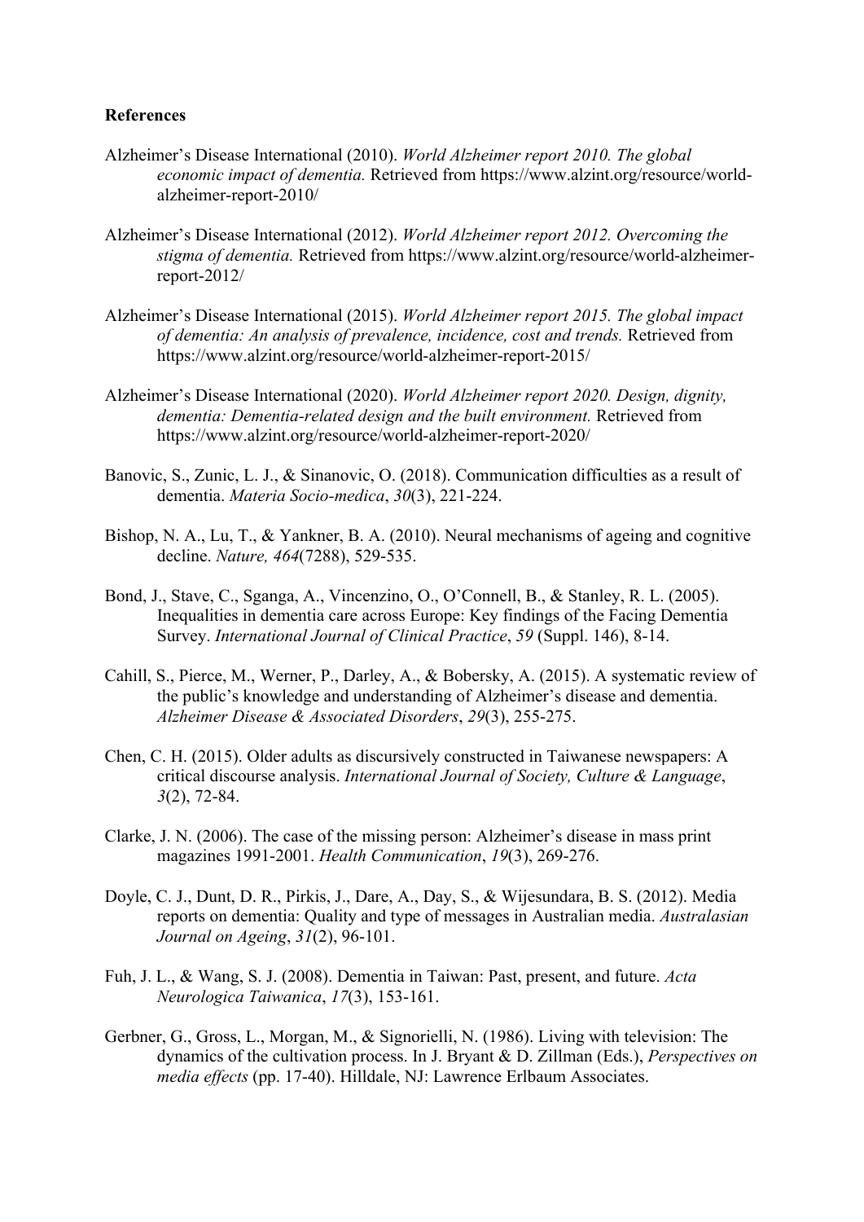**References**

Alzheimer's Disease International (2010). *World Alzheimer report 2010. The global economic impact of dementia.* Retrieved from https://www.alzint.org/resource/world-alzheimer-report-2010/

Alzheimer's Disease International (2012). *World Alzheimer report 2012. Overcoming the stigma of dementia.* Retrieved from https://www.alzint.org/resource/world-alzheimer-report-2012/

Alzheimer's Disease International (2015). *World Alzheimer report 2015. The global impact of dementia: An analysis of prevalence, incidence, cost and trends.* Retrieved from https://www.alzint.org/resource/world-alzheimer-report-2015/

Alzheimer's Disease International (2020). *World Alzheimer report 2020. Design, dignity, dementia: Dementia-related design and the built environment.* Retrieved from https://www.alzint.org/resource/world-alzheimer-report-2020/

Banovic, S., Zunic, L. J., & Sinanovic, O. (2018). Communication difficulties as a result of dementia. *Materia Socio-medica*, *30*(3), 221-224.

Bishop, N. A., Lu, T., & Yankner, B. A. (2010). Neural mechanisms of ageing and cognitive decline. *Nature, 464*(7288), 529-535.

Bond, J., Stave, C., Sganga, A., Vincenzino, O., O'Connell, B., & Stanley, R. L. (2005). Inequalities in dementia care across Europe: Key findings of the Facing Dementia Survey. *International Journal of Clinical Practice*, *59* (Suppl. 146), 8-14.

Cahill, S., Pierce, M., Werner, P., Darley, A., & Bobersky, A. (2015). A systematic review of the public's knowledge and understanding of Alzheimer's disease and dementia. *Alzheimer Disease & Associated Disorders*, *29*(3), 255-275.

Chen, C. H. (2015). Older adults as discursively constructed in Taiwanese newspapers: A critical discourse analysis. *International Journal of Society, Culture & Language*, *3*(2), 72-84.

Clarke, J. N. (2006). The case of the missing person: Alzheimer's disease in mass print magazines 1991-2001. *Health Communication*, *19*(3), 269-276.

Doyle, C. J., Dunt, D. R., Pirkis, J., Dare, A., Day, S., & Wijesundara, B. S. (2012). Media reports on dementia: Quality and type of messages in Australian media. *Australasian Journal on Ageing*, *31*(2), 96-101.

Fuh, J. L., & Wang, S. J. (2008). Dementia in Taiwan: Past, present, and future. *Acta Neurologica Taiwanica*, *17*(3), 153-161.

Gerbner, G., Gross, L., Morgan, M., & Signorielli, N. (1986). Living with television: The dynamics of the cultivation process. In J. Bryant & D. Zillman (Eds.), *Perspectives on media effects* (pp. 17-40). Hilldale, NJ: Lawrence Erlbaum Associates.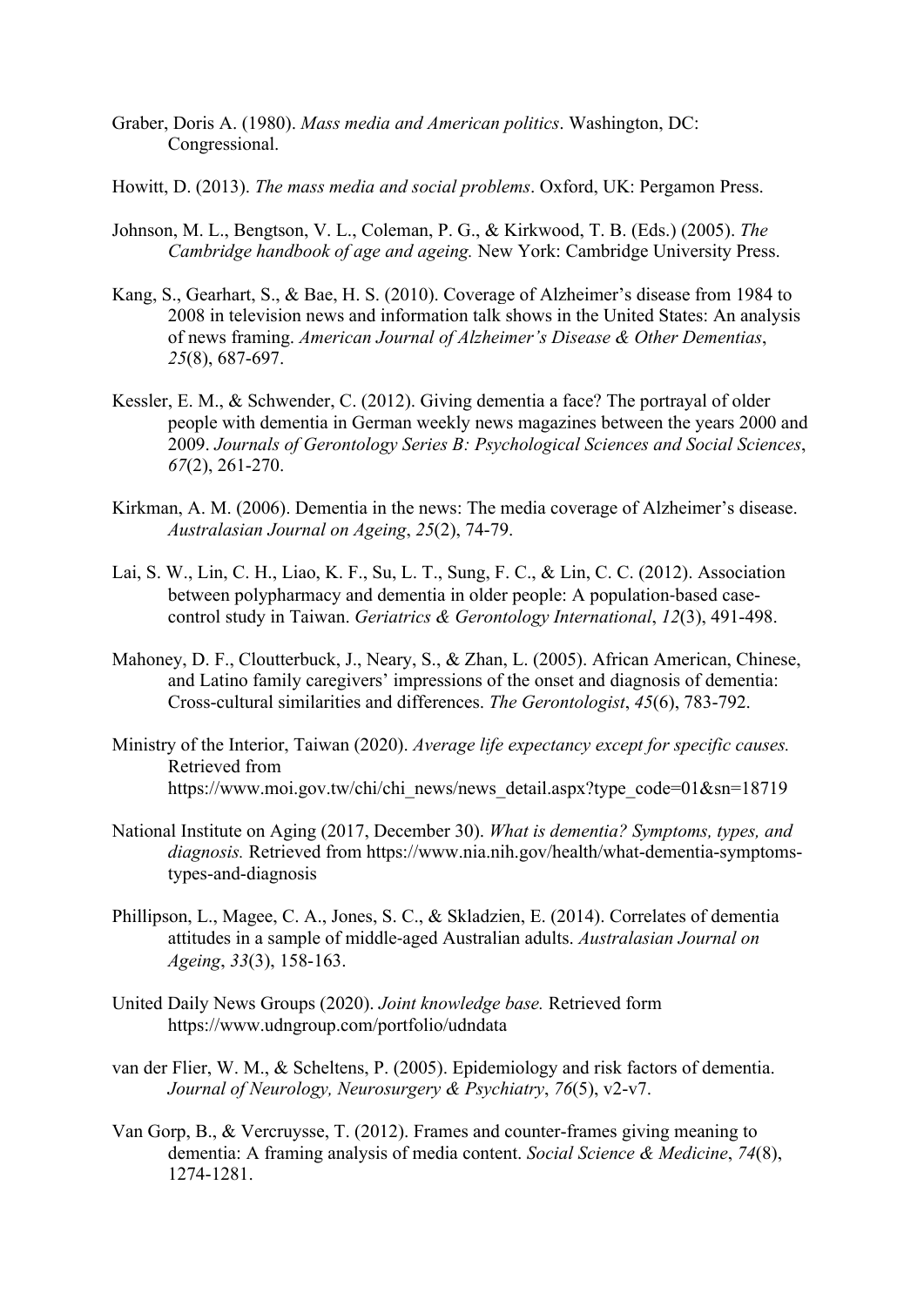Graber, Doris A. (1980). *Mass media and American politics*. Washington, DC: Congressional.

Howitt, D. (2013). *The mass media and social problems*. Oxford, UK: Pergamon Press.

Johnson, M. L., Bengtson, V. L., Coleman, P. G., & Kirkwood, T. B. (Eds.) (2005). *The Cambridge handbook of age and ageing.* New York: Cambridge University Press.

Kang, S., Gearhart, S., & Bae, H. S. (2010). Coverage of Alzheimer's disease from 1984 to 2008 in television news and information talk shows in the United States: An analysis of news framing. *American Journal of Alzheimer's Disease & Other Dementias*, *25*(8), 687-697.

Kessler, E. M., & Schwender, C. (2012). Giving dementia a face? The portrayal of older people with dementia in German weekly news magazines between the years 2000 and 2009. *Journals of Gerontology Series B: Psychological Sciences and Social Sciences*, *67*(2), 261-270.

Kirkman, A. M. (2006). Dementia in the news: The media coverage of Alzheimer's disease. *Australasian Journal on Ageing*, *25*(2), 74-79.

Lai, S. W., Lin, C. H., Liao, K. F., Su, L. T., Sung, F. C., & Lin, C. C. (2012). Association between polypharmacy and dementia in older people: A population-based case-control study in Taiwan. *Geriatrics & Gerontology International*, *12*(3), 491-498.

Mahoney, D. F., Cloutterbuck, J., Neary, S., & Zhan, L. (2005). African American, Chinese, and Latino family caregivers' impressions of the onset and diagnosis of dementia: Cross-cultural similarities and differences. *The Gerontologist*, *45*(6), 783-792.

Ministry of the Interior, Taiwan (2020). *Average life expectancy except for specific causes.* Retrieved from https://www.moi.gov.tw/chi/chi_news/news_detail.aspx?type_code=01&sn=18719

National Institute on Aging (2017, December 30). *What is dementia? Symptoms, types, and diagnosis.* Retrieved from https://www.nia.nih.gov/health/what-dementia-symptoms-types-and-diagnosis

Phillipson, L., Magee, C. A., Jones, S. C., & Skladzien, E. (2014). Correlates of dementia attitudes in a sample of middle-aged Australian adults. *Australasian Journal on Ageing*, *33*(3), 158-163.

United Daily News Groups (2020). *Joint knowledge base.* Retrieved form https://www.udngroup.com/portfolio/udndata

van der Flier, W. M., & Scheltens, P. (2005). Epidemiology and risk factors of dementia. *Journal of Neurology, Neurosurgery & Psychiatry*, *76*(5), v2-v7.

Van Gorp, B., & Vercruysse, T. (2012). Frames and counter-frames giving meaning to dementia: A framing analysis of media content. *Social Science & Medicine*, *74*(8), 1274-1281.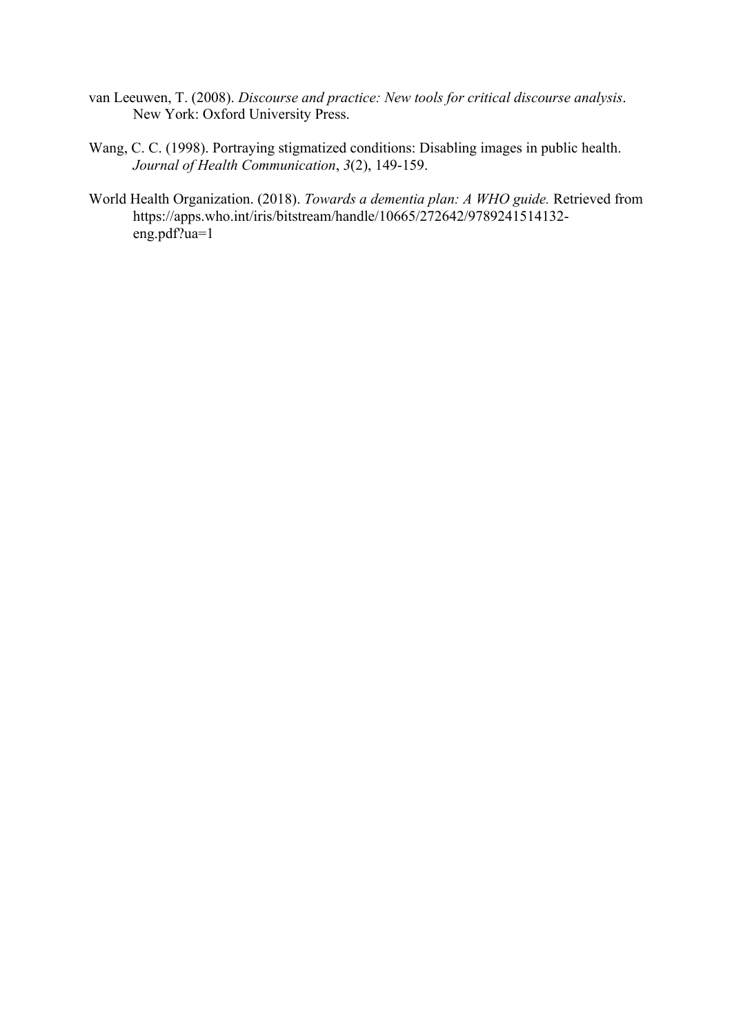van Leeuwen, T. (2008). *Discourse and practice: New tools for critical discourse analysis*. New York: Oxford University Press.

Wang, C. C. (1998). Portraying stigmatized conditions: Disabling images in public health. *Journal of Health Communication*, *3*(2), 149-159.

World Health Organization. (2018). *Towards a dementia plan: A WHO guide.* Retrieved from https://apps.who.int/iris/bitstream/handle/10665/272642/9789241514132-eng.pdf?ua=1